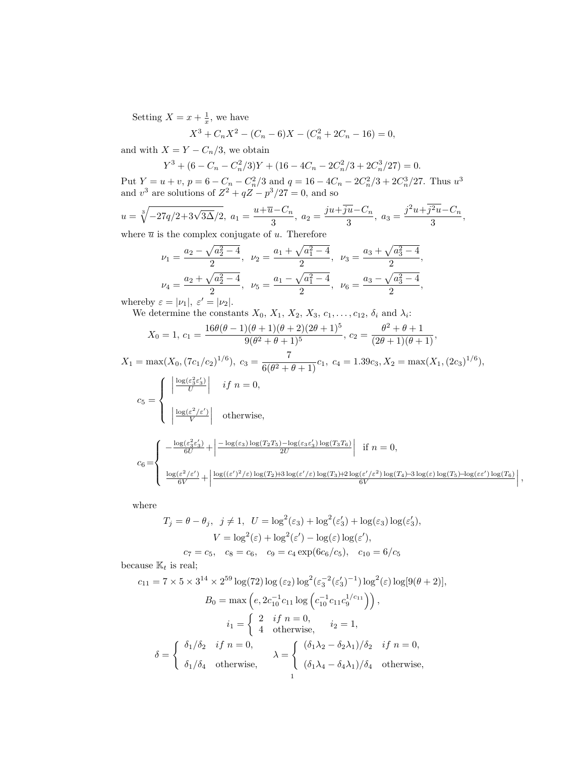Setting $X = x + \frac{1}{x}$, we have

$$X^3 + C_n X^2 - (C_n - 6)X - (C_n^2 + 2C_n - 16) = 0,$$

and with $X = Y - C_n/3$, we obtain

$$Y^3 + (6 - C_n - C_n^2/3)Y + (16 - 4C_n - 2C_n^2/3 + 2C_n^3/27) = 0.$$

Put $Y = u + v$, $p = 6 - C_n - C_n^2/3$ and $q = 16 - 4C_n - 2C_n^2/3 + 2C_n^3/27$. Thus $u^3$ and $v^3$ are solutions of $Z^2 + qZ - p^3/27 = 0$, and so

$$u = \sqrt[3]{-27q/2 + 3\sqrt{3\Delta}/2},\ a_1 = \frac{u + \overline{u} - C_n}{3},\ a_2 = \frac{ju + \overline{ju} - C_n}{3},\ a_3 = \frac{j^2u + \overline{j^2u} - C_n}{3},$$

where $\overline{u}$ is the complex conjugate of $u$. Therefore

$$\nu_1 = \frac{a_2 - \sqrt{a_2^2 - 4}}{2},\ \ \nu_2 = \frac{a_1 + \sqrt{a_1^2 - 4}}{2},\ \ \nu_3 = \frac{a_3 + \sqrt{a_3^2 - 4}}{2},$$

$$\nu_4 = \frac{a_2 + \sqrt{a_2^2 - 4}}{2},\ \ \nu_5 = \frac{a_1 - \sqrt{a_1^2 - 4}}{2},\ \ \nu_6 = \frac{a_3 - \sqrt{a_3^2 - 4}}{2},$$

whereby $\varepsilon = |\nu_1|$, $\varepsilon' = |\nu_2|$.

We determine the constants $X_0$, $X_1$, $X_2$, $X_3$, $c_1, \ldots, c_{12}$, $\delta_i$ and $\lambda_i$:

$$X_0 = 1,\ c_1 = \frac{16\theta(\theta-1)(\theta+1)(\theta+2)(2\theta+1)^5}{9(\theta^2+\theta+1)^5},\ c_2 = \frac{\theta^2+\theta+1}{(2\theta+1)(\theta+1)},$$

$$X_1 = \max(X_0, (7c_1/c_2)^{1/6}),\ c_3 = \frac{7}{6(\theta^2+\theta+1)}c_1,\ c_4 = 1.39c_3, X_2 = \max(X_1, (2c_3)^{1/6}),$$

$$c_5 = \begin{cases} \left|\frac{\log(\varepsilon_3^2\varepsilon_3')}{U}\right| & if\ n = 0, \\ \left|\frac{\log(\varepsilon^2/\varepsilon')}{V}\right| & \text{otherwise,} \end{cases}$$

$$c_6 = \begin{cases} -\frac{\log(\varepsilon_3^2\varepsilon_3')}{6U} + \left|\frac{-\log(\varepsilon_3)\log(T_2T_5) - \log(\varepsilon_3\varepsilon_3')\log(T_3T_6)}{2U}\right| & \text{if } n = 0, \\ \frac{\log(\varepsilon^2/\varepsilon')}{6V} + \left|\frac{\log((\varepsilon')^2/\varepsilon)\log(T_2) + 3\log(\varepsilon'/\varepsilon)\log(T_3) + 2\log(\varepsilon'/\varepsilon^2)\log(T_4) - 3\log(\varepsilon)\log(T_5) - \log(\varepsilon\varepsilon')\log(T_6)}{6V}\right|, \end{cases}$$

where

$$T_j = \theta - \theta_j,\ \ j \neq 1,\ \ U = \log^2(\varepsilon_3) + \log^2(\varepsilon_3') + \log(\varepsilon_3)\log(\varepsilon_3'),$$

$$V = \log^2(\varepsilon) + \log^2(\varepsilon') - \log(\varepsilon)\log(\varepsilon'),$$

$$c_7 = c_5,\quad c_8 = c_6,\quad c_9 = c_4\exp(6c_6/c_5),\quad c_{10} = 6/c_5$$

because $\mathbb{K}_t$ is real;

$$c_{11} = 7 \times 5 \times 3^{14} \times 2^{59}\log(72)\log(\varepsilon_2)\log^2(\varepsilon_3^{-2}(\varepsilon_3')^{-1})\log^2(\varepsilon)\log[9(\theta+2)],$$

$$B_0 = \max\left(e, 2c_{10}^{-1}c_{11}\log\left(c_{10}^{-1}c_{11}c_9^{1/c_{11}}\right)\right),$$

$$i_1 = \begin{cases} 2 & if\ n = 0, \\ 4 & \text{otherwise,} \end{cases} \quad i_2 = 1,$$

$$\delta = \begin{cases} \delta_1/\delta_2 & if\ n = 0, \\ \delta_1/\delta_4 & \text{otherwise,} \end{cases} \quad \lambda = \begin{cases} (\delta_1\lambda_2 - \delta_2\lambda_1)/\delta_2 & if\ n = 0, \\ (\delta_1\lambda_4 - \delta_4\lambda_1)/\delta_4 & \text{otherwise,} \end{cases}$$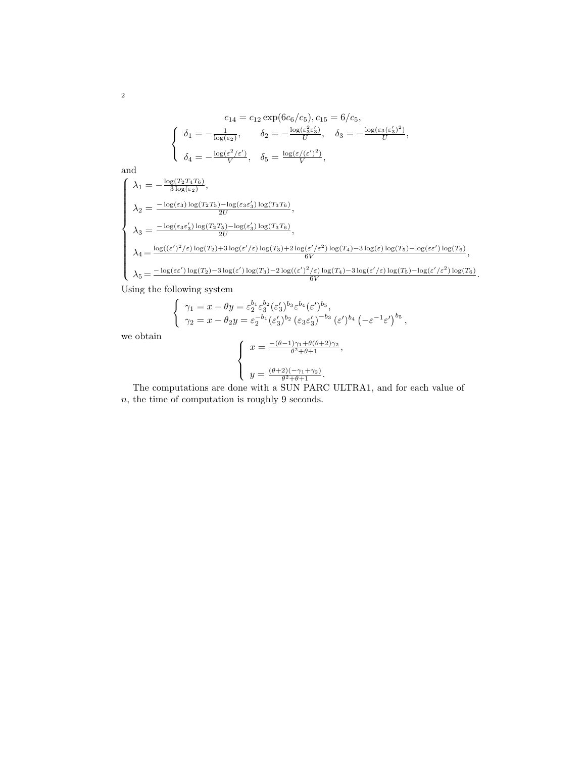$$c_{14} = c_{12} \exp(6c_6/c_5), c_{15} = 6/c_5,$$

$$\begin{cases} \delta_1 = -\frac{1}{\log(\varepsilon_2)}, & \delta_2 = -\frac{\log(\varepsilon_3^2 \varepsilon_3')}{U}, \quad \delta_3 = -\frac{\log(\varepsilon_3 (\varepsilon_3')^2)}{U}, \\ \delta_4 = -\frac{\log(\varepsilon^2/\varepsilon')}{V}, & \delta_5 = \frac{\log(\varepsilon/(\varepsilon')^2)}{V}, \end{cases}$$

and

$$\begin{cases} \lambda_1 = -\frac{\log(T_2 T_4 T_6)}{3\log(\varepsilon_2)}, \\ \lambda_2 = \frac{-\log(\varepsilon_3)\log(T_2 T_5) - \log(\varepsilon_3 \varepsilon_3')\log(T_3 T_6)}{2U}, \\ \lambda_3 = \frac{-\log(\varepsilon_3 \varepsilon_3')\log(T_2 T_5) - \log(\varepsilon_3')\log(T_3 T_6)}{2U}, \\ \lambda_4 = \frac{\log((\varepsilon')^2/\varepsilon)\log(T_2) + 3\log(\varepsilon'/\varepsilon)\log(T_3) + 2\log(\varepsilon'/\varepsilon^2)\log(T_4) - 3\log(\varepsilon)\log(T_5) - \log(\varepsilon\varepsilon')\log(T_6)}{6V}, \\ \lambda_5 = \frac{-\log(\varepsilon\varepsilon')\log(T_2) - 3\log(\varepsilon')\log(T_3) - 2\log((\varepsilon')^2/\varepsilon)\log(T_4) - 3\log(\varepsilon'/\varepsilon)\log(T_5) - \log(\varepsilon'/\varepsilon^2)\log(T_6)}{6V}. \end{cases}$$

Using the following system

$$\begin{cases} \gamma_1 = x - \theta y = \varepsilon_2^{b_1} \varepsilon_3^{b_2} (\varepsilon_3')^{b_3} \varepsilon^{b_4} (\varepsilon')^{b_5}, \\ \gamma_2 = x - \theta_2 y = \varepsilon_2^{-b_1} (\varepsilon_3')^{b_2} \left(\varepsilon_3 \varepsilon_3'\right)^{-b_3} (\varepsilon')^{b_4} \left(-\varepsilon^{-1}\varepsilon'\right)^{b_5}, \end{cases}$$

we obtain

$$\begin{cases} x = \frac{-(\theta-1)\gamma_1 + \theta(\theta+2)\gamma_2}{\theta^2+\theta+1}, \\ y = \frac{(\theta+2)(-\gamma_1+\gamma_2)}{\theta^2+\theta+1}. \end{cases}$$

The computations are done with a SUN PARC ULTRA1, and for each value of $n$, the time of computation is roughly 9 seconds.